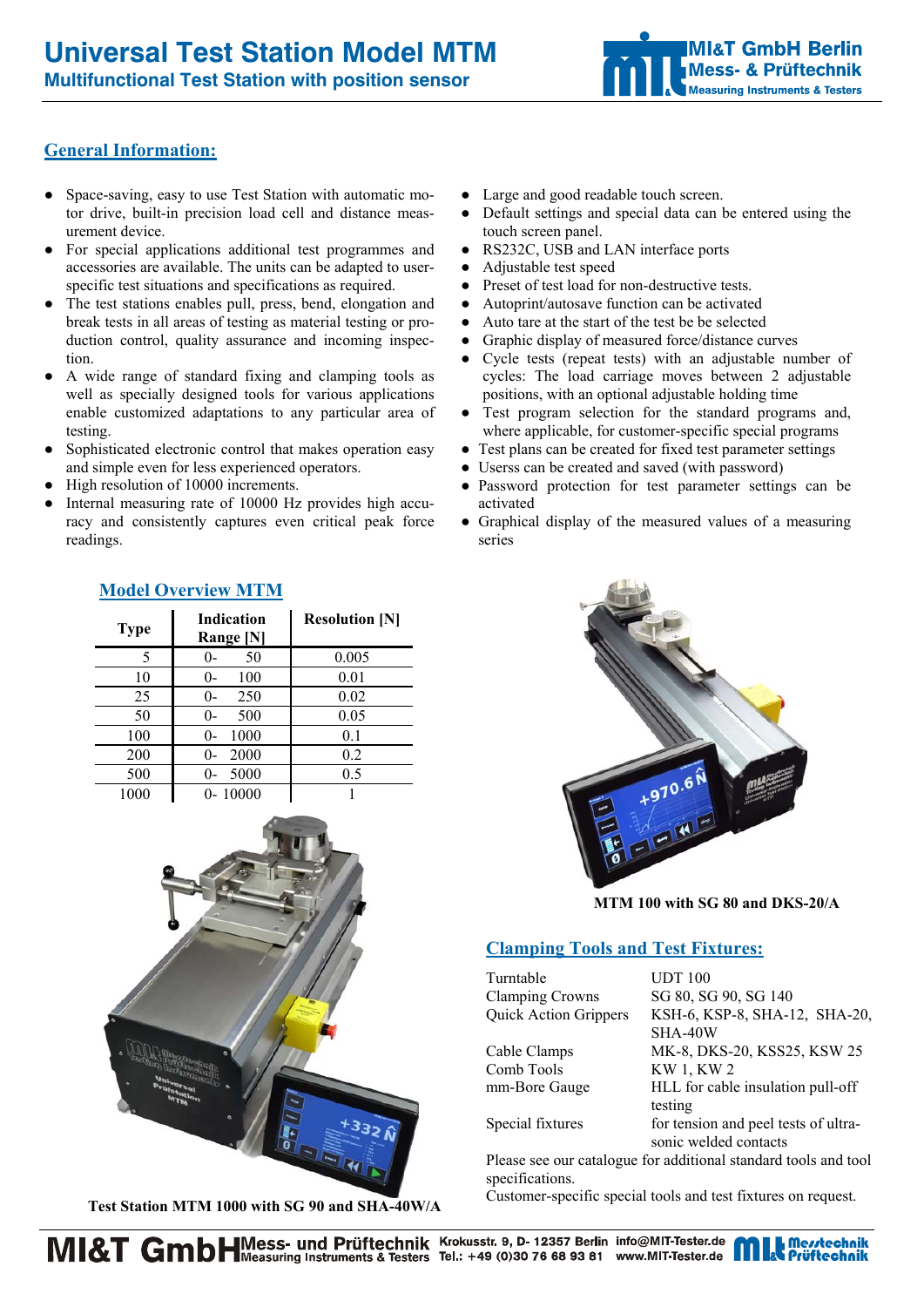# Universal Test Station Model MTM

**Multifunctional Test Station with position sensor**

## General Information:

- Space-saving, easy to use Test Station with automatic motor drive, built-in precision load cell and distance measurement device.
- For special applications additional test programmes and accessories are available. The units can be adapted to user-specific test situations and specifications as required.
- The test stations enables pull, press, bend, elongation and break tests in all areas of testing as material testing or production control, quality assurance and incoming inspection.
- A wide range of standard fixing and clamping tools as well as specially designed tools for various applications enable customized adaptations to any particular area of testing.
- Sophisticated electronic control that makes operation easy and simple even for less experienced operators.
- High resolution of 10000 increments.
- Internal measuring rate of 10000 Hz provides high accuracy and consistently captures even critical peak force readings.
- Large and good readable touch screen.
- Default settings and special data can be entered using the touch screen panel.
- RS232C, USB and LAN interface ports
- Adjustable test speed
- Preset of test load for non-destructive tests.
- Autoprint/autosave function can be activated
- Auto tare at the start of the test be be selected
- Graphic display of measured force/distance curves
- Cycle tests (repeat tests) with an adjustable number of cycles: The load carriage moves between 2 adjustable positions, with an optional adjustable holding time
- Test program selection for the standard programs and, where applicable, for customer-specific special programs
- Test plans can be created for fixed test parameter settings
- Userss can be created and saved (with password)
- Password protection for test parameter settings can be activated
- Graphical display of the measured values of a measuring series

## Model Overview MTM

| Type | Indication Range [N] | Resolution [N] |
|---|---|---|
| 5 | 0- 50 | 0.005 |
| 10 | 0- 100 | 0.01 |
| 25 | 0- 250 | 0.02 |
| 50 | 0- 500 | 0.05 |
| 100 | 0- 1000 | 0.1 |
| 200 | 0- 2000 | 0.2 |
| 500 | 0- 5000 | 0.5 |
| 1000 | 0- 10000 | 1 |

**Test Station MTM 1000 with SG 90 and SHA-40W/A**

**MTM 100 with SG 80 and DKS-20/A**

## Clamping Tools and Test Fixtures:

| | |
|---|---|
| Turntable | UDT 100 |
| Clamping Crowns | SG 80, SG 90, SG 140 |
| Quick Action Grippers | KSH-6, KSP-8, SHA-12, SHA-20, SHA-40W |
| Cable Clamps | MK-8, DKS-20, KSS25, KSW 25 |
| Comb Tools | KW 1, KW 2 |
| mm-Bore Gauge | HLL for cable insulation pull-off testing |
| Special fixtures | for tension and peel tests of ultrasonic welded contacts |

Please see our catalogue for additional standard tools and tool specifications.

Customer-specific special tools and test fixtures on request.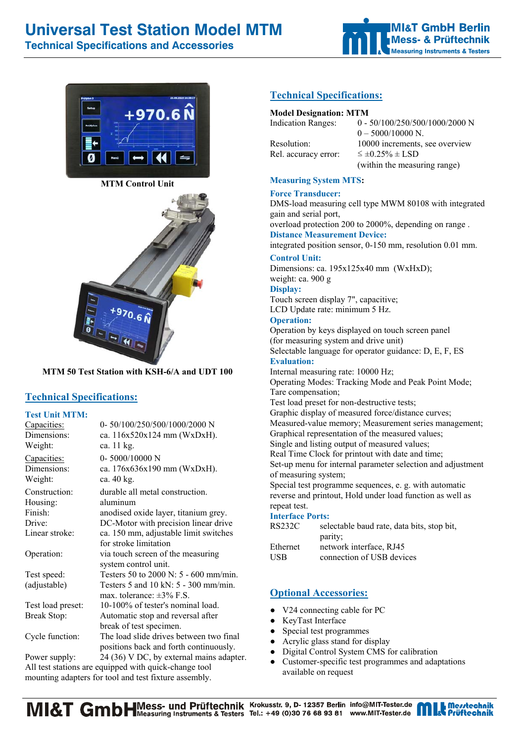# Universal Test Station Model MTM

## Technical Specifications and Accessories

MTM Control Unit

MTM 50 Test Station with KSH-6/A and UDT 100

## Technical Specifications:

### Test Unit MTM:

| | |
|---|---|
| Capacities: | 0- 50/100/250/500/1000/2000 N |
| Dimensions: | ca. 116x520x124 mm (WxDxH). |
| Weight: | ca. 11 kg. |
| Capacities: | 0- 5000/10000 N |
| Dimensions: | ca. 176x636x190 mm (WxDxH). |
| Weight: | ca. 40 kg. |
| Construction: | durable all metal construction. |
| Housing: | aluminum |
| Finish: | anodised oxide layer, titanium grey. |
| Drive: | DC-Motor with precision linear drive |
| Linear stroke: | ca. 150 mm, adjustable limit switches for stroke limitation |
| Operation: | via touch screen of the measuring system control unit. |
| Test speed: (adjustable) | Testers 50 to 2000 N: 5 - 600 mm/min. Testers 5 and 10 kN: 5 - 300 mm/min. max. tolerance: ±3% F.S. |
| Test load preset: | 10-100% of tester's nominal load. |
| Break Stop: | Automatic stop and reversal after break of test specimen. |
| Cycle function: | The load slide drives between two final positions back and forth continuously. |
| Power supply: | 24 (36) V DC, by external mains adapter. |

All test stations are equipped with quick-change tool mounting adapters for tool and test fixture assembly.

## Technical Specifications:

**Model Designation: MTM**

| | |
|---|---|
| Indication Ranges: | 0 - 50/100/250/500/1000/2000 N<br>0 – 5000/10000 N. |
| Resolution: | 10000 increments, see overview |
| Rel. accuracy error: | ≤ ±0.25% ± LSD (within the measuring range) |

### Measuring System MTS:

**Force Transducer:**
DMS-load measuring cell type MWM 80108 with integrated gain and serial port,
overload protection 200 to 2000%, depending on range .

**Distance Measurement Device:**
integrated position sensor, 0-150 mm, resolution 0.01 mm.

**Control Unit:**
Dimensions: ca. 195x125x40 mm (WxHxD);
weight: ca. 900 g

**Display:**
Touch screen display 7", capacitive;
LCD Update rate: minimum 5 Hz.

**Operation:**
Operation by keys displayed on touch screen panel (for measuring system and drive unit)
Selectable language for operator guidance: D, E, F, ES

**Evaluation:**
Internal measuring rate: 10000 Hz;
Operating Modes: Tracking Mode and Peak Point Mode;
Tare compensation;
Test load preset for non-destructive tests;
Graphic display of measured force/distance curves;
Measured-value memory; Measurement series management;
Graphical representation of the measured values;
Single and listing output of measured values;
Real Time Clock for printout with date and time;
Set-up menu for internal parameter selection and adjustment of measuring system;
Special test programme sequences, e. g. with automatic reverse and printout, Hold under load function as well as repeat test.

**Interface Ports:**

| | |
|---|---|
| RS232C | selectable baud rate, data bits, stop bit, parity; |
| Ethernet | network interface, RJ45 |
| USB | connection of USB devices |

## Optional Accessories:

- V24 connecting cable for PC
- KeyTast Interface
- Special test programmes
- Acrylic glass stand for display
- Digital Control System CMS for calibration
- Customer-specific test programmes and adaptations available on request